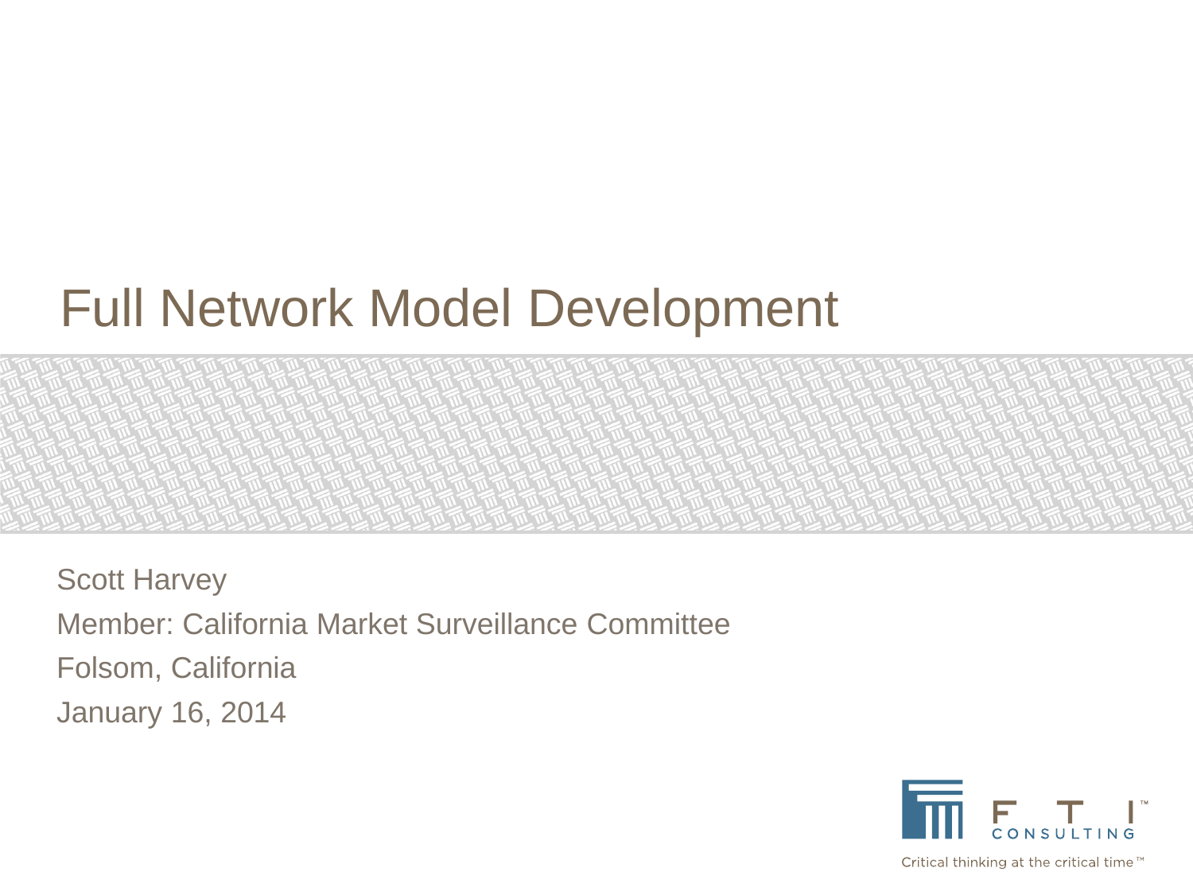# Full Network Model Development

Scott Harvey

Member: California Market Surveillance Committee

Folsom, California

January 16, 2014

FTI CONSULTING

Critical thinking at the critical time™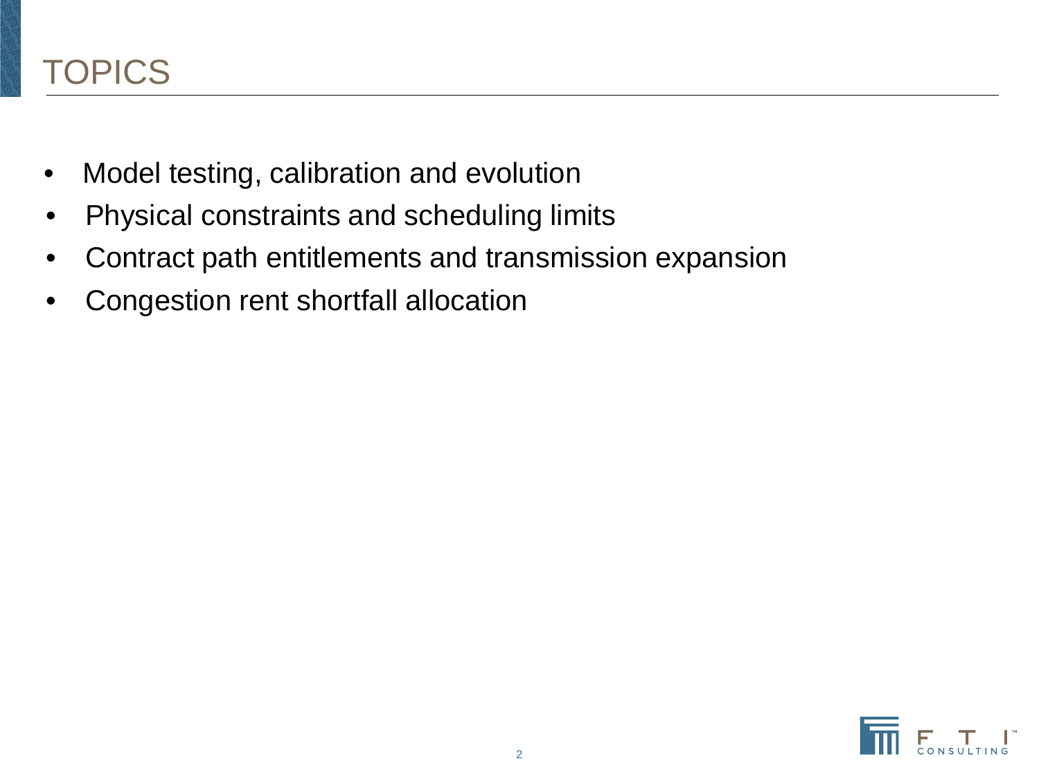# TOPICS

- Model testing, calibration and evolution
- Physical constraints and scheduling limits
- Contract path entitlements and transmission expansion
- Congestion rent shortfall allocation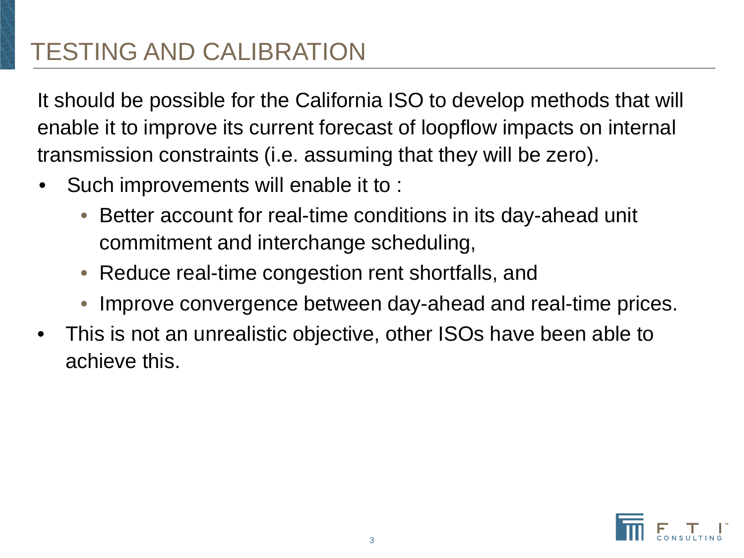# TESTING AND CALIBRATION

It should be possible for the California ISO to develop methods that will enable it to improve its current forecast of loopflow impacts on internal transmission constraints (i.e. assuming that they will be zero).

- Such improvements will enable it to :
  - Better account for real-time conditions in its day-ahead unit commitment and interchange scheduling,
  - Reduce real-time congestion rent shortfalls, and
  - Improve convergence between day-ahead and real-time prices.
- This is not an unrealistic objective, other ISOs have been able to achieve this.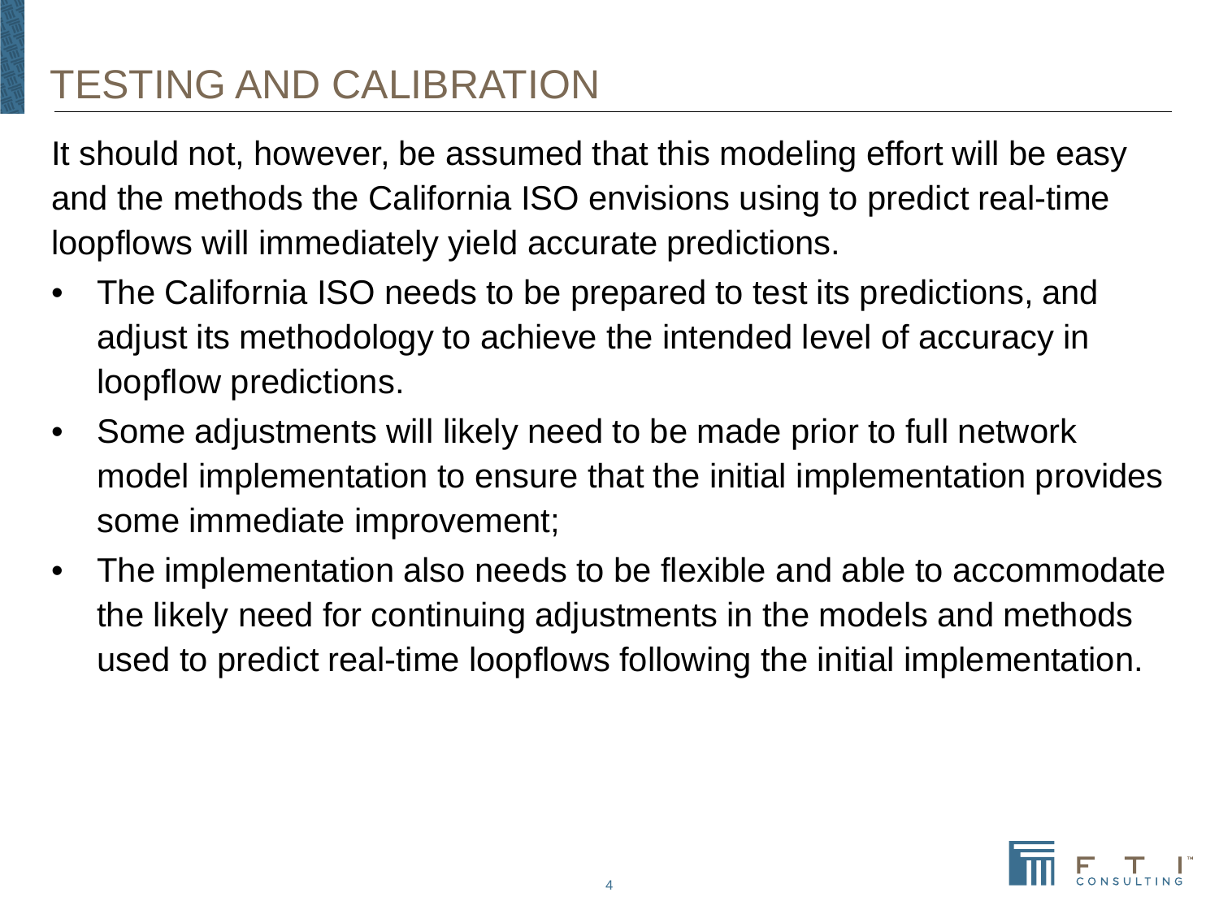# TESTING AND CALIBRATION

It should not, however, be assumed that this modeling effort will be easy and the methods the California ISO envisions using to predict real-time loopflows will immediately yield accurate predictions.

- The California ISO needs to be prepared to test its predictions, and adjust its methodology to achieve the intended level of accuracy in loopflow predictions.
- Some adjustments will likely need to be made prior to full network model implementation to ensure that the initial implementation provides some immediate improvement;
- The implementation also needs to be flexible and able to accommodate the likely need for continuing adjustments in the models and methods used to predict real-time loopflows following the initial implementation.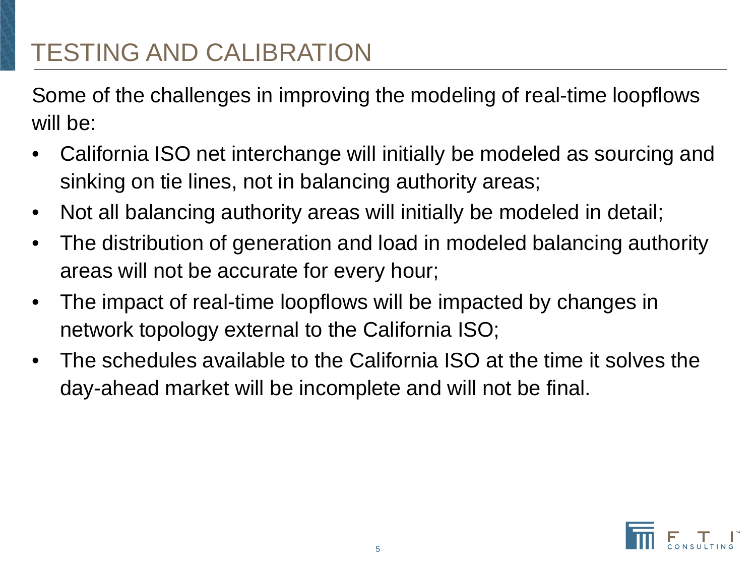# TESTING AND CALIBRATION

Some of the challenges in improving the modeling of real-time loopflows will be:

- California ISO net interchange will initially be modeled as sourcing and sinking on tie lines, not in balancing authority areas;
- Not all balancing authority areas will initially be modeled in detail;
- The distribution of generation and load in modeled balancing authority areas will not be accurate for every hour;
- The impact of real-time loopflows will be impacted by changes in network topology external to the California ISO;
- The schedules available to the California ISO at the time it solves the day-ahead market will be incomplete and will not be final.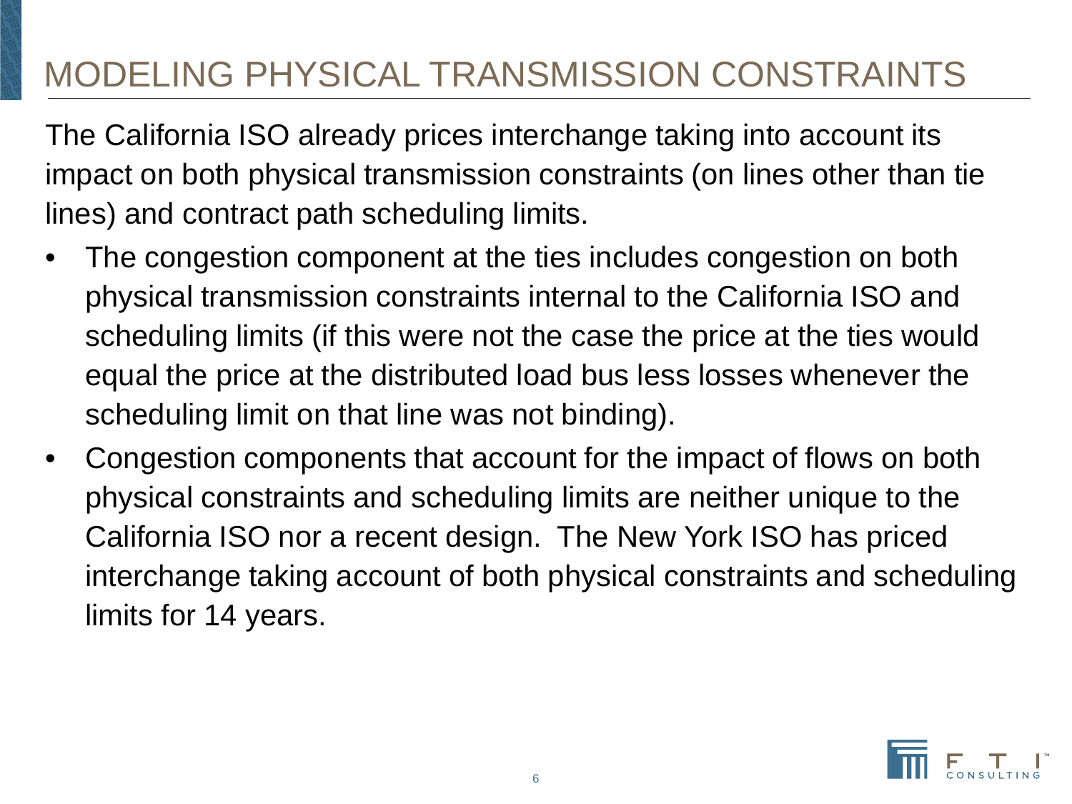# MODELING PHYSICAL TRANSMISSION CONSTRAINTS

The California ISO already prices interchange taking into account its impact on both physical transmission constraints (on lines other than tie lines) and contract path scheduling limits.

- The congestion component at the ties includes congestion on both physical transmission constraints internal to the California ISO and scheduling limits (if this were not the case the price at the ties would equal the price at the distributed load bus less losses whenever the scheduling limit on that line was not binding).
- Congestion components that account for the impact of flows on both physical constraints and scheduling limits are neither unique to the California ISO nor a recent design. The New York ISO has priced interchange taking account of both physical constraints and scheduling limits for 14 years.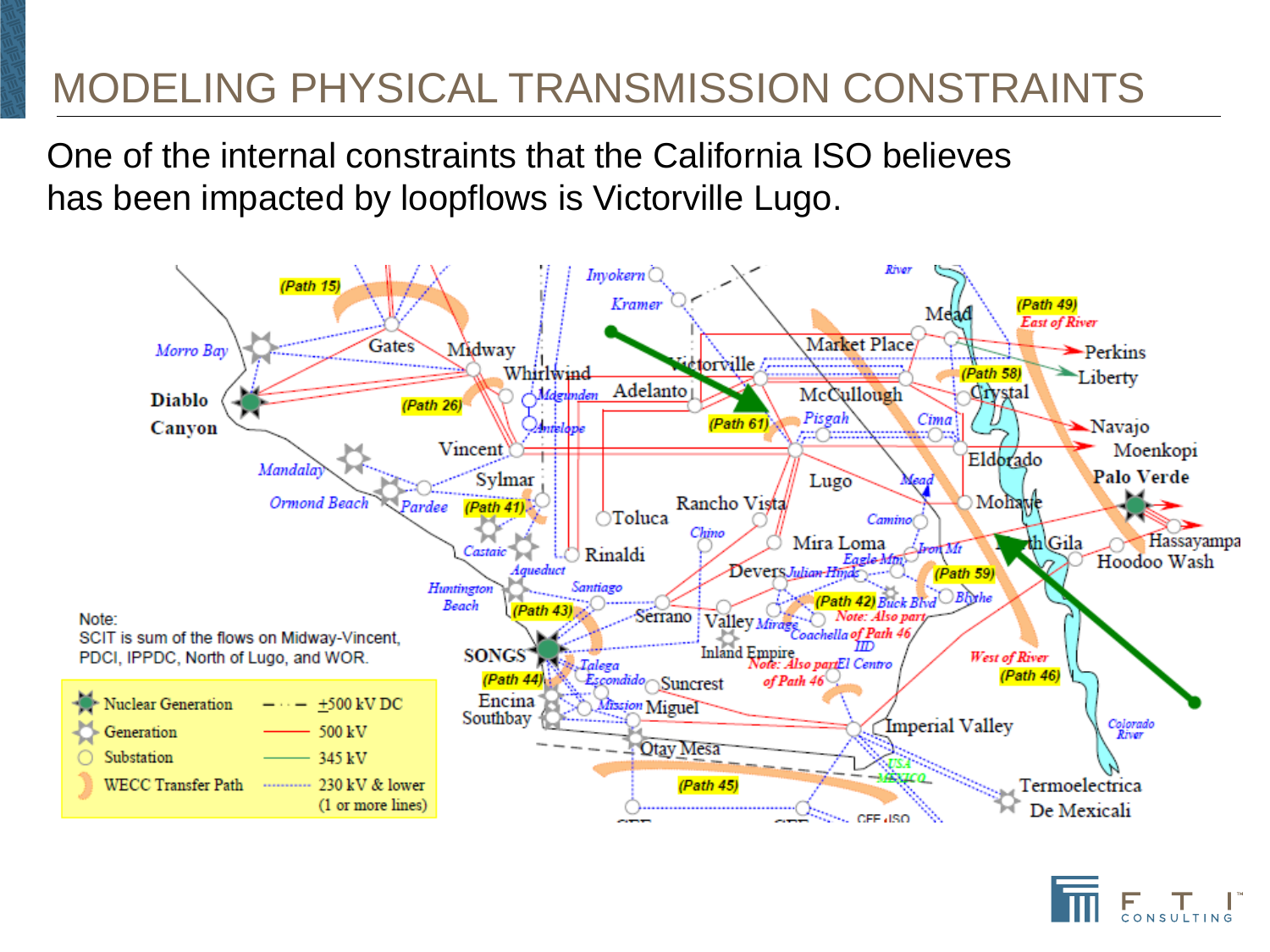# MODELING PHYSICAL TRANSMISSION CONSTRAINTS

One of the internal constraints that the California ISO believes has been impacted by loopflows is Victorville Lugo.

Note:
SCIT is sum of the flows on Midway-Vincent, PDCI, IPPDC, North of Lugo, and WOR.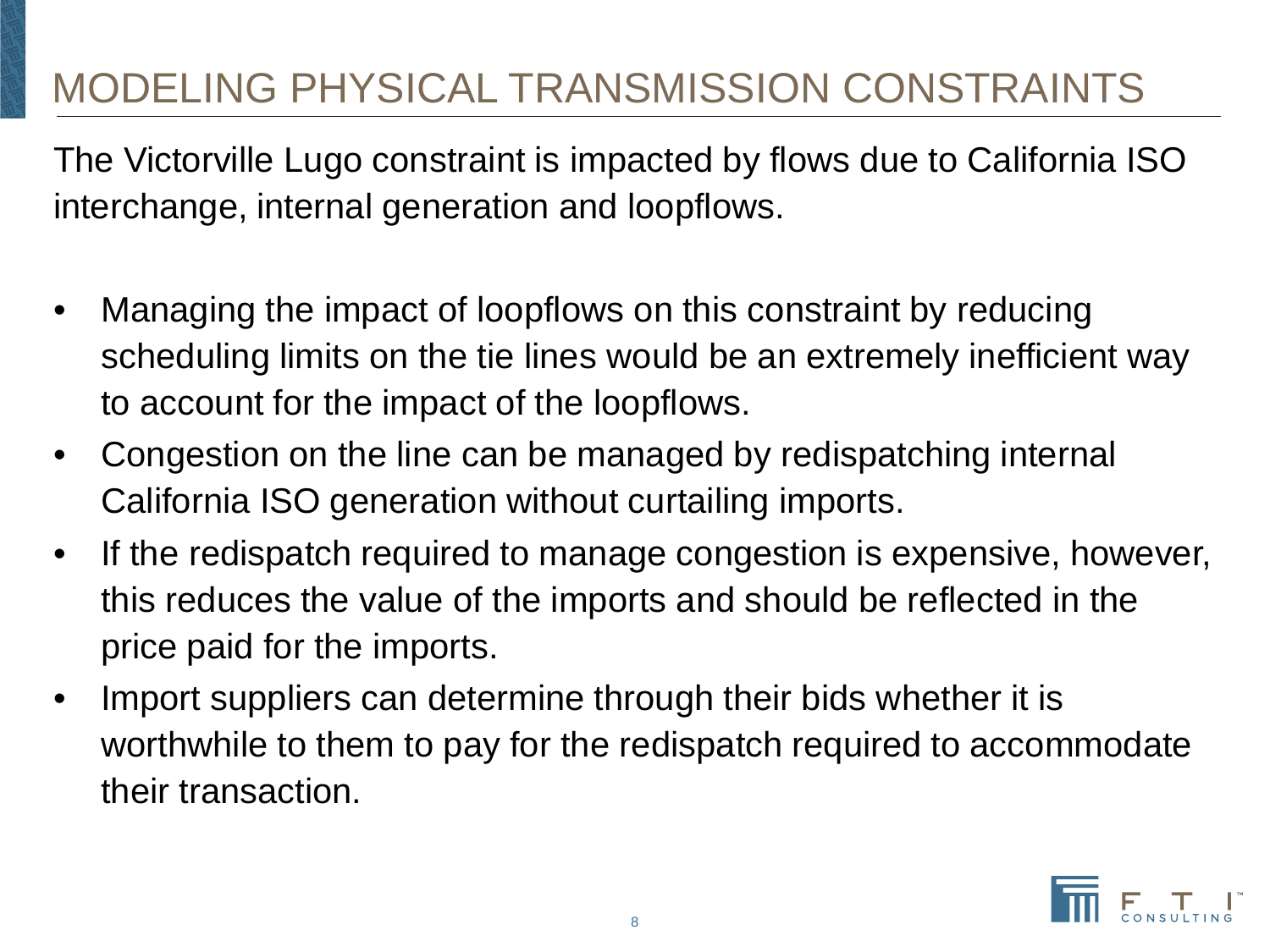# MODELING PHYSICAL TRANSMISSION CONSTRAINTS

The Victorville Lugo constraint is impacted by flows due to California ISO interchange, internal generation and loopflows.

- Managing the impact of loopflows on this constraint by reducing scheduling limits on the tie lines would be an extremely inefficient way to account for the impact of the loopflows.
- Congestion on the line can be managed by redispatching internal California ISO generation without curtailing imports.
- If the redispatch required to manage congestion is expensive, however, this reduces the value of the imports and should be reflected in the price paid for the imports.
- Import suppliers can determine through their bids whether it is worthwhile to them to pay for the redispatch required to accommodate their transaction.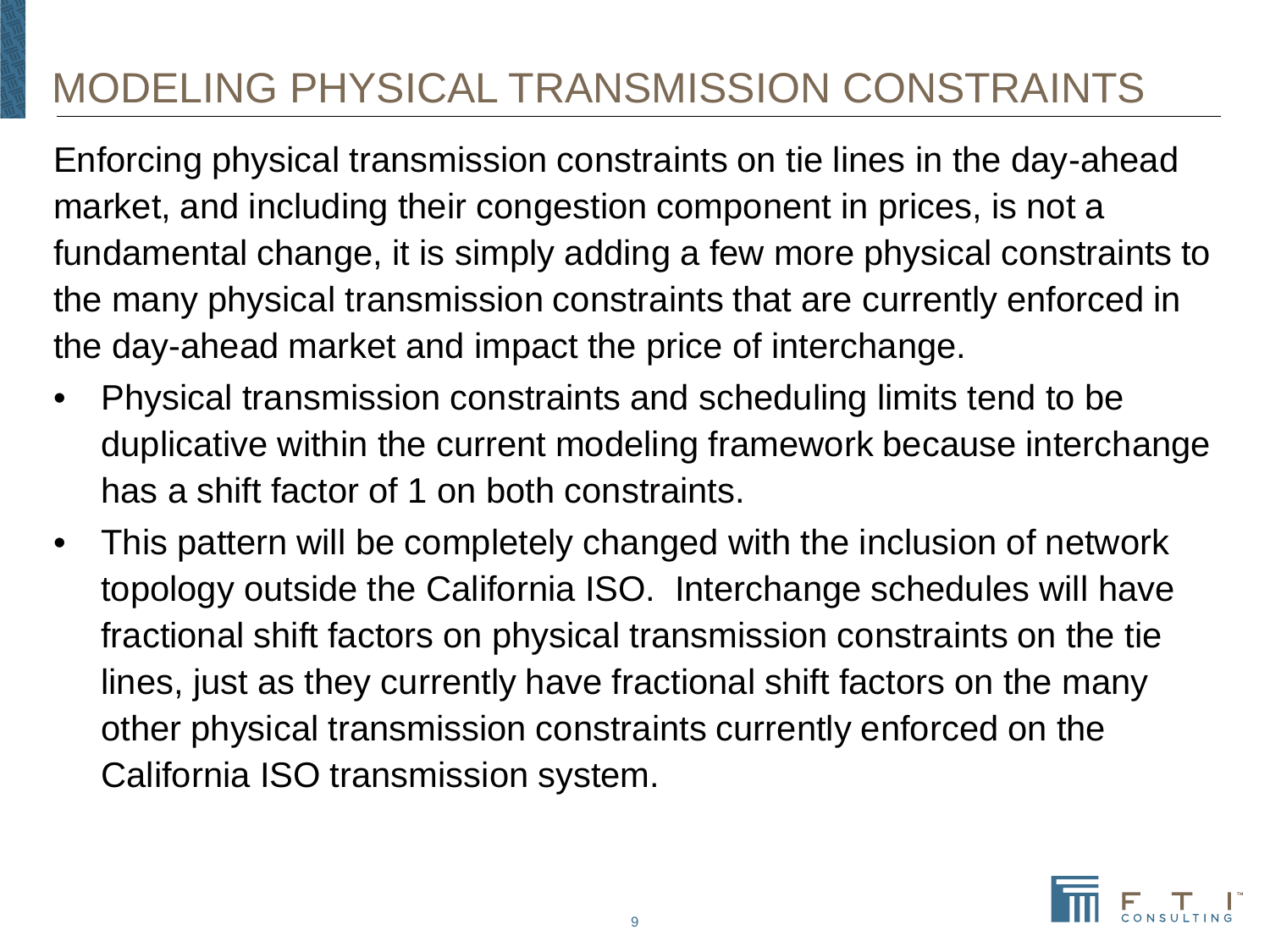# MODELING PHYSICAL TRANSMISSION CONSTRAINTS

Enforcing physical transmission constraints on tie lines in the day-ahead market, and including their congestion component in prices, is not a fundamental change, it is simply adding a few more physical constraints to the many physical transmission constraints that are currently enforced in the day-ahead market and impact the price of interchange.

- Physical transmission constraints and scheduling limits tend to be duplicative within the current modeling framework because interchange has a shift factor of 1 on both constraints.
- This pattern will be completely changed with the inclusion of network topology outside the California ISO. Interchange schedules will have fractional shift factors on physical transmission constraints on the tie lines, just as they currently have fractional shift factors on the many other physical transmission constraints currently enforced on the California ISO transmission system.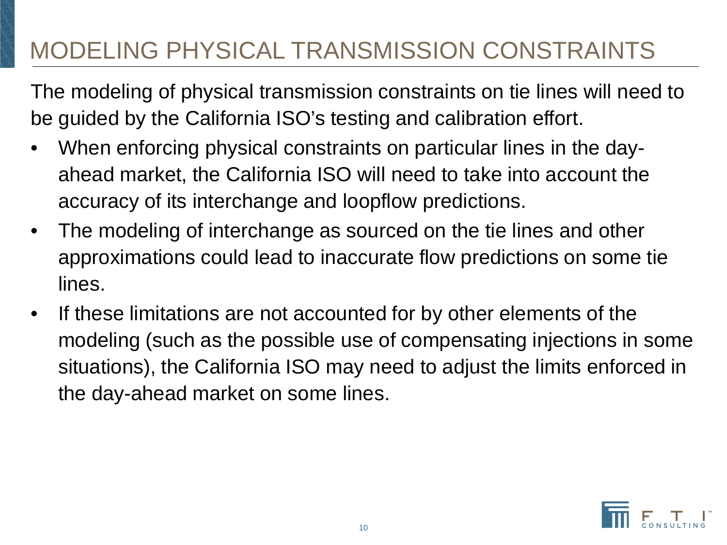# MODELING PHYSICAL TRANSMISSION CONSTRAINTS

The modeling of physical transmission constraints on tie lines will need to be guided by the California ISO's testing and calibration effort.

- When enforcing physical constraints on particular lines in the day-ahead market, the California ISO will need to take into account the accuracy of its interchange and loopflow predictions.
- The modeling of interchange as sourced on the tie lines and other approximations could lead to inaccurate flow predictions on some tie lines.
- If these limitations are not accounted for by other elements of the modeling (such as the possible use of compensating injections in some situations), the California ISO may need to adjust the limits enforced in the day-ahead market on some lines.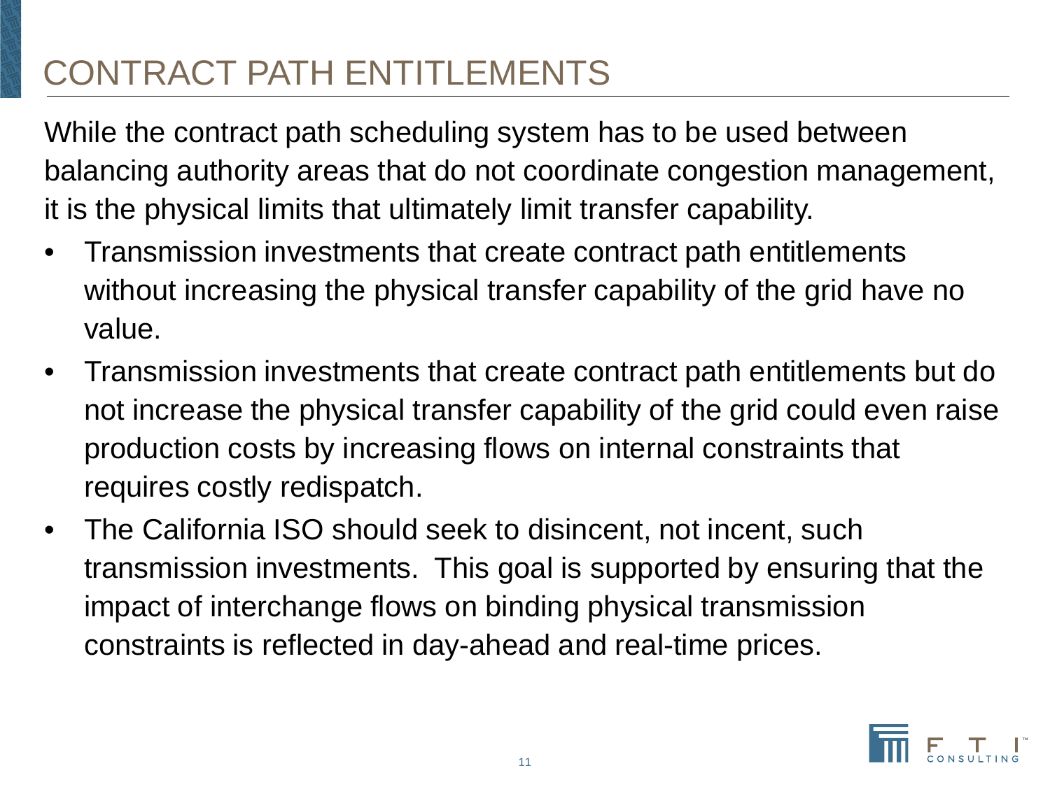# CONTRACT PATH ENTITLEMENTS

While the contract path scheduling system has to be used between balancing authority areas that do not coordinate congestion management, it is the physical limits that ultimately limit transfer capability.

- Transmission investments that create contract path entitlements without increasing the physical transfer capability of the grid have no value.
- Transmission investments that create contract path entitlements but do not increase the physical transfer capability of the grid could even raise production costs by increasing flows on internal constraints that requires costly redispatch.
- The California ISO should seek to disincent, not incent, such transmission investments. This goal is supported by ensuring that the impact of interchange flows on binding physical transmission constraints is reflected in day-ahead and real-time prices.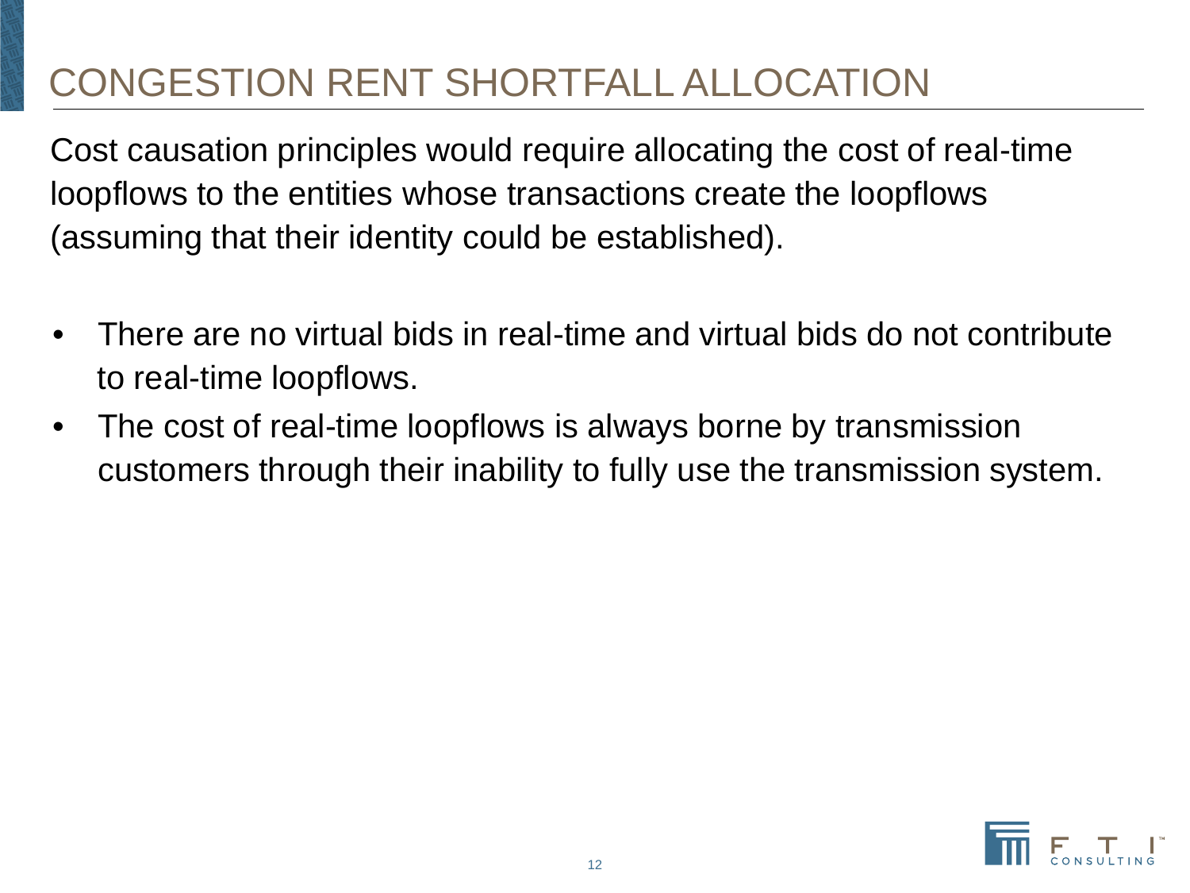# CONGESTION RENT SHORTFALL ALLOCATION

Cost causation principles would require allocating the cost of real-time loopflows to the entities whose transactions create the loopflows (assuming that their identity could be established).

- There are no virtual bids in real-time and virtual bids do not contribute to real-time loopflows.
- The cost of real-time loopflows is always borne by transmission customers through their inability to fully use the transmission system.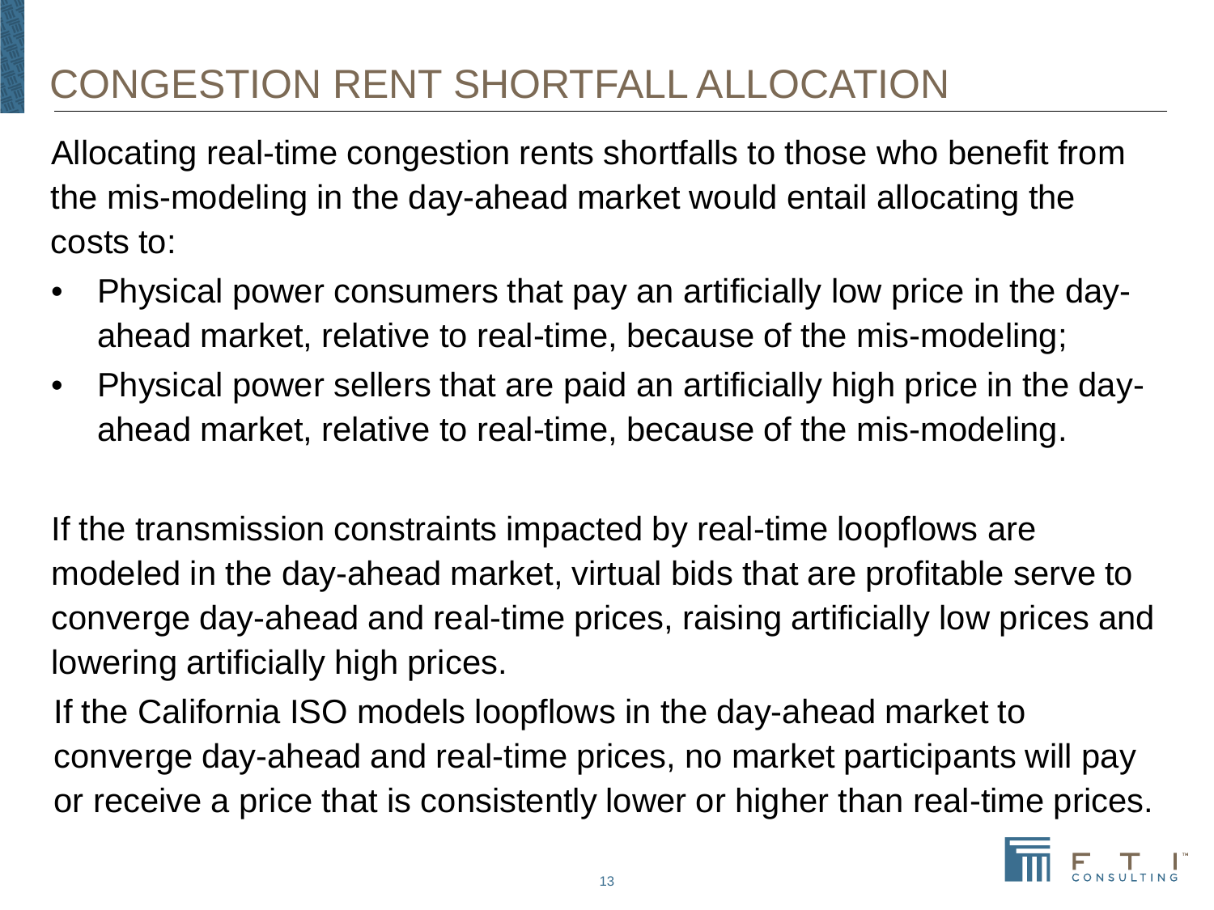# CONGESTION RENT SHORTFALL ALLOCATION

Allocating real-time congestion rents shortfalls to those who benefit from the mis-modeling in the day-ahead market would entail allocating the costs to:

- Physical power consumers that pay an artificially low price in the day-ahead market, relative to real-time, because of the mis-modeling;
- Physical power sellers that are paid an artificially high price in the day-ahead market, relative to real-time, because of the mis-modeling.

If the transmission constraints impacted by real-time loopflows are modeled in the day-ahead market, virtual bids that are profitable serve to converge day-ahead and real-time prices, raising artificially low prices and lowering artificially high prices.

If the California ISO models loopflows in the day-ahead market to converge day-ahead and real-time prices, no market participants will pay or receive a price that is consistently lower or higher than real-time prices.